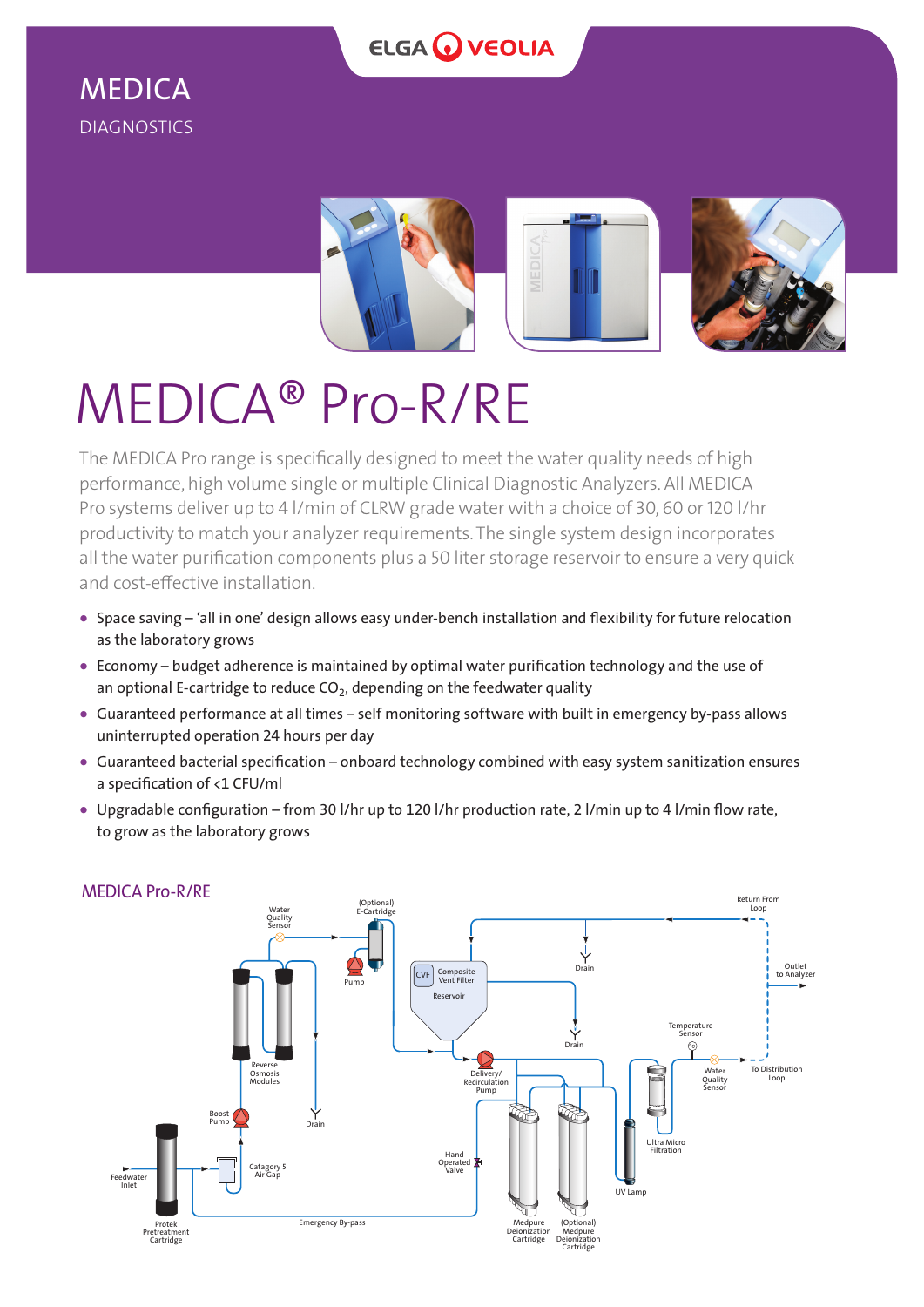MEDICA

DIAGNOSTICS

# MEDICA® Pro-R/RE

The MEDICA Pro range is specifically designed to meet the water quality needs of high performance, high volume single or multiple Clinical Diagnostic Analyzers. All MEDICA Pro systems deliver up to 4 l/min of CLRW grade water with a choice of 30, 60 or 120 l/hr productivity to match your analyzer requirements. The single system design incorporates all the water purification components plus a 50 liter storage reservoir to ensure a very quick and cost-effective installation.

- Space saving – 'all in one' design allows easy under-bench installation and flexibility for future relocation as the laboratory grows
- Economy – budget adherence is maintained by optimal water purification technology and the use of an optional E-cartridge to reduce $CO_2$, depending on the feedwater quality
- Guaranteed performance at all times – self monitoring software with built in emergency by-pass allows uninterrupted operation 24 hours per day
- Guaranteed bacterial specification – onboard technology combined with easy system sanitization ensures a specification of <1 CFU/ml
- Upgradable configuration – from 30 l/hr up to 120 l/hr production rate, 2 l/min up to 4 l/min flow rate, to grow as the laboratory grows

## MEDICA Pro-R/RE

Water Quality Sensor; (Optional) E-Cartridge; Pump; Reverse Osmosis Modules; Boost Pump; Drain; Catagory 5 Air Gap; Feedwater Inlet; Protek Pretreatment Cartridge; Emergency By-pass; CVF Composite Vent Filter; Reservoir; Drain; Drain; Delivery/ Recirculation Pump; Hand Operated Valve; Medpure Deionization Cartridge; (Optional) Medpure Deionization Cartridge; UV Lamp; Ultra Micro Filtration; Temperature Sensor; Water Quality Sensor; To Distribution Loop; Return From Loop; Outlet to Analyzer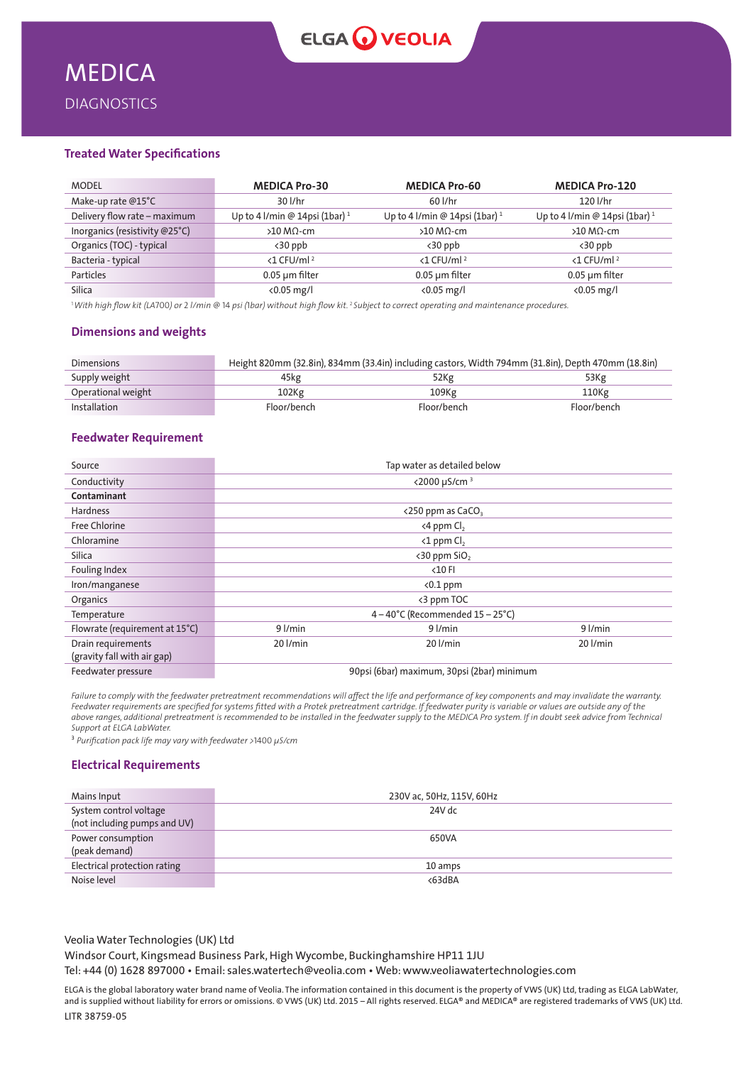# MEDICA

DIAGNOSTICS

## Treated Water Specifications

| MODEL | MEDICA Pro-30 | MEDICA Pro-60 | MEDICA Pro-120 |
|---|---|---|---|
| Make-up rate @15°C | 30 l/hr | 60 l/hr | 120 l/hr |
| Delivery flow rate – maximum | Up to 4 l/min @ 14psi (1bar) [1] | Up to 4 l/min @ 14psi (1bar) [1] | Up to 4 l/min @ 14psi (1bar) [1] |
| Inorganics (resistivity @25°C) | >10 MΩ-cm | >10 MΩ-cm | >10 MΩ-cm |
| Organics (TOC) - typical | <30 ppb | <30 ppb | <30 ppb |
| Bacteria - typical | <1 CFU/ml [2] | <1 CFU/ml [2] | <1 CFU/ml [2] |
| Particles | 0.05 µm filter | 0.05 µm filter | 0.05 µm filter |
| Silica | <0.05 mg/l | <0.05 mg/l | <0.05 mg/l |

*[1] With high flow kit (LA700) or 2 l/min @ 14 psi (1bar) without high flow kit. [2] Subject to correct operating and maintenance procedures.*

## Dimensions and weights

| | | | |
|---|---|---|---|
| Dimensions | Height 820mm (32.8in), 834mm (33.4in) including castors, Width 794mm (31.8in), Depth 470mm (18.8in) | | |
| Supply weight | 45kg | 52Kg | 53Kg |
| Operational weight | 102Kg | 109Kg | 110Kg |
| Installation | Floor/bench | Floor/bench | Floor/bench |

## Feedwater Requirement

| | | | |
|---|---|---|---|
| Source | Tap water as detailed below | | |
| Conductivity | <2000 µS/cm [3] | | |
| **Contaminant** | | | |
| Hardness | <250 ppm as $CaCO_3$ | | |
| Free Chlorine | <4 ppm $Cl_2$ | | |
| Chloramine | <1 ppm $Cl_2$ | | |
| Silica | <30 ppm $SiO_2$ | | |
| Fouling Index | <10 FI | | |
| Iron/manganese | <0.1 ppm | | |
| Organics | <3 ppm TOC | | |
| Temperature | 4 – 40°C (Recommended 15 – 25°C) | | |
| Flowrate (requirement at 15°C) | 9 l/min | 9 l/min | 9 l/min |
| Drain requirements (gravity fall with air gap) | 20 l/min | 20 l/min | 20 l/min |
| Feedwater pressure | 90psi (6bar) maximum, 30psi (2bar) minimum | | |

*Failure to comply with the feedwater pretreatment recommendations will affect the life and performance of key components and may invalidate the warranty. Feedwater requirements are specified for systems fitted with a Protek pretreatment cartridge. If feedwater purity is variable or values are outside any of the above ranges, additional pretreatment is recommended to be installed in the feedwater supply to the MEDICA Pro system. If in doubt seek advice from Technical Support at ELGA LabWater.*

*[3] Purification pack life may vary with feedwater >1400 µS/cm*

## Electrical Requirements

| | |
|---|---|
| Mains Input | 230V ac, 50Hz, 115V, 60Hz |
| System control voltage (not including pumps and UV) | 24V dc |
| Power consumption (peak demand) | 650VA |
| Electrical protection rating | 10 amps |
| Noise level | <63dBA |

Veolia Water Technologies (UK) Ltd
Windsor Court, Kingsmead Business Park, High Wycombe, Buckinghamshire HP11 1JU
Tel: +44 (0) 1628 897000 • Email: sales.watertech@veolia.com • Web: www.veoliawatertechnologies.com

ELGA is the global laboratory water brand name of Veolia. The information contained in this document is the property of VWS (UK) Ltd, trading as ELGA LabWater, and is supplied without liability for errors or omissions. © VWS (UK) Ltd. 2015 – All rights reserved. ELGA® and MEDICA® are registered trademarks of VWS (UK) Ltd.

LITR 38759-05